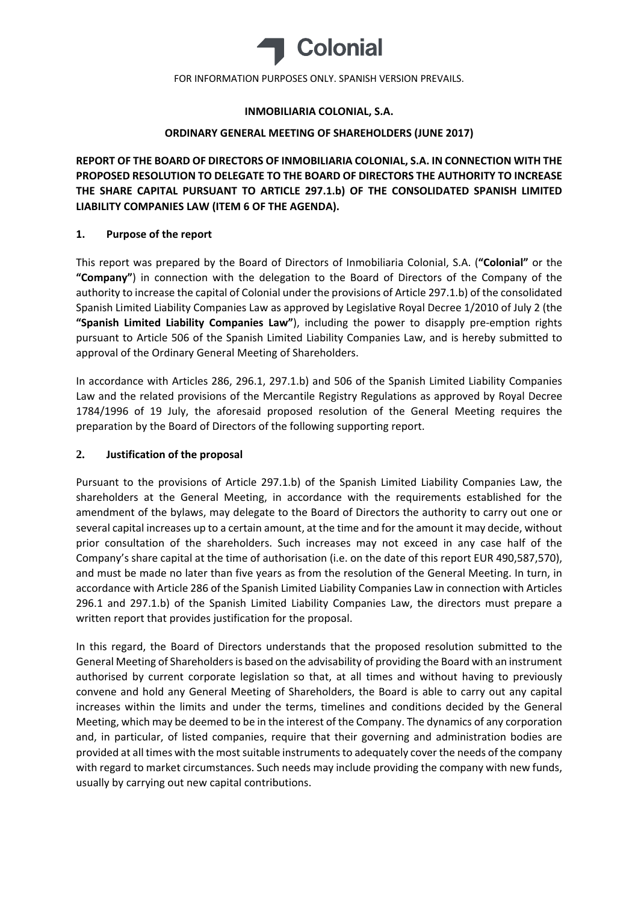Colonial

FOR INFORMATION PURPOSES ONLY. SPANISH VERSION PREVAILS.

**INMOBILIARIA COLONIAL, S.A.**

**ORDINARY GENERAL MEETING OF SHAREHOLDERS (JUNE 2017)**

**REPORT OF THE BOARD OF DIRECTORS OF INMOBILIARIA COLONIAL, S.A. IN CONNECTION WITH THE PROPOSED RESOLUTION TO DELEGATE TO THE BOARD OF DIRECTORS THE AUTHORITY TO INCREASE THE SHARE CAPITAL PURSUANT TO ARTICLE 297.1.b) OF THE CONSOLIDATED SPANISH LIMITED LIABILITY COMPANIES LAW (ITEM 6 OF THE AGENDA).**

## 1. Purpose of the report

This report was prepared by the Board of Directors of Inmobiliaria Colonial, S.A. (**"Colonial"** or the **"Company"**) in connection with the delegation to the Board of Directors of the Company of the authority to increase the capital of Colonial under the provisions of Article 297.1.b) of the consolidated Spanish Limited Liability Companies Law as approved by Legislative Royal Decree 1/2010 of July 2 (the **"Spanish Limited Liability Companies Law"**), including the power to disapply pre-emption rights pursuant to Article 506 of the Spanish Limited Liability Companies Law, and is hereby submitted to approval of the Ordinary General Meeting of Shareholders.

In accordance with Articles 286, 296.1, 297.1.b) and 506 of the Spanish Limited Liability Companies Law and the related provisions of the Mercantile Registry Regulations as approved by Royal Decree 1784/1996 of 19 July, the aforesaid proposed resolution of the General Meeting requires the preparation by the Board of Directors of the following supporting report.

## 2. Justification of the proposal

Pursuant to the provisions of Article 297.1.b) of the Spanish Limited Liability Companies Law, the shareholders at the General Meeting, in accordance with the requirements established for the amendment of the bylaws, may delegate to the Board of Directors the authority to carry out one or several capital increases up to a certain amount, at the time and for the amount it may decide, without prior consultation of the shareholders. Such increases may not exceed in any case half of the Company's share capital at the time of authorisation (i.e. on the date of this report EUR 490,587,570), and must be made no later than five years as from the resolution of the General Meeting. In turn, in accordance with Article 286 of the Spanish Limited Liability Companies Law in connection with Articles 296.1 and 297.1.b) of the Spanish Limited Liability Companies Law, the directors must prepare a written report that provides justification for the proposal.

In this regard, the Board of Directors understands that the proposed resolution submitted to the General Meeting of Shareholders is based on the advisability of providing the Board with an instrument authorised by current corporate legislation so that, at all times and without having to previously convene and hold any General Meeting of Shareholders, the Board is able to carry out any capital increases within the limits and under the terms, timelines and conditions decided by the General Meeting, which may be deemed to be in the interest of the Company. The dynamics of any corporation and, in particular, of listed companies, require that their governing and administration bodies are provided at all times with the most suitable instruments to adequately cover the needs of the company with regard to market circumstances. Such needs may include providing the company with new funds, usually by carrying out new capital contributions.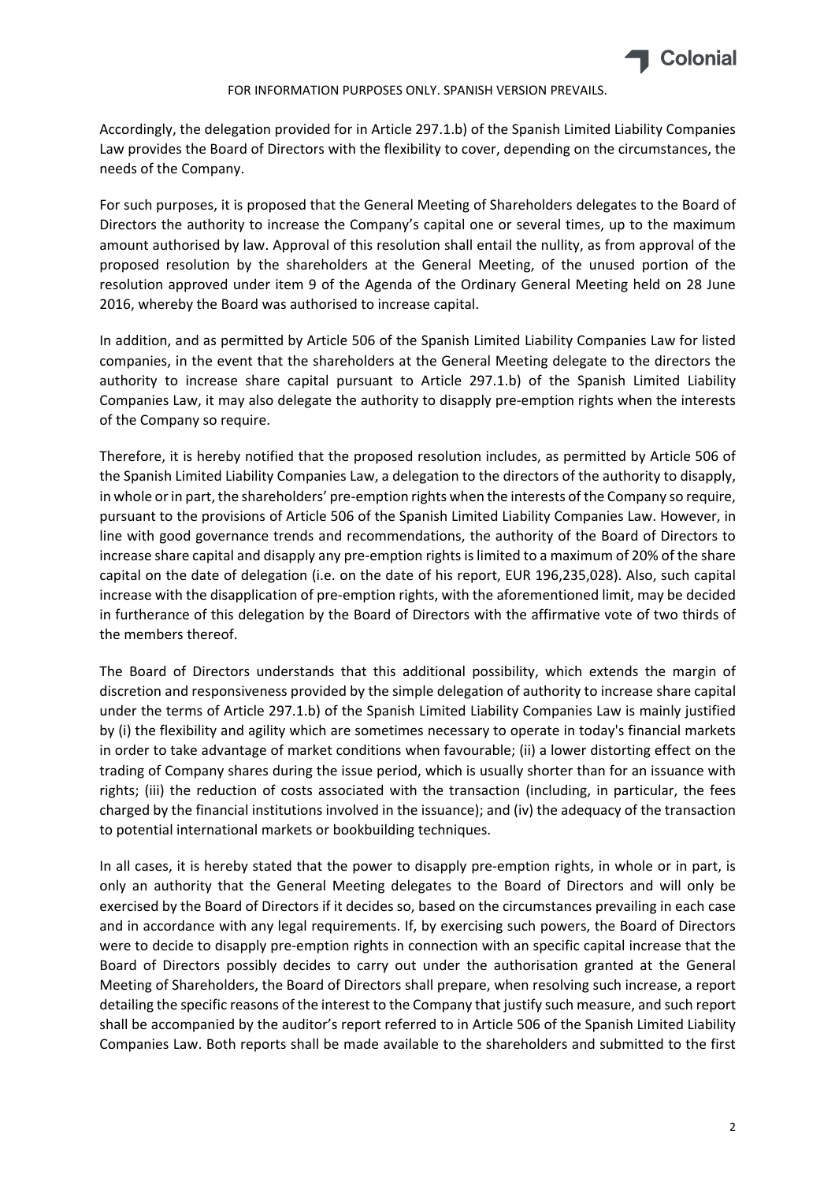Accordingly, the delegation provided for in Article 297.1.b) of the Spanish Limited Liability Companies Law provides the Board of Directors with the flexibility to cover, depending on the circumstances, the needs of the Company.

For such purposes, it is proposed that the General Meeting of Shareholders delegates to the Board of Directors the authority to increase the Company's capital one or several times, up to the maximum amount authorised by law. Approval of this resolution shall entail the nullity, as from approval of the proposed resolution by the shareholders at the General Meeting, of the unused portion of the resolution approved under item 9 of the Agenda of the Ordinary General Meeting held on 28 June 2016, whereby the Board was authorised to increase capital.

In addition, and as permitted by Article 506 of the Spanish Limited Liability Companies Law for listed companies, in the event that the shareholders at the General Meeting delegate to the directors the authority to increase share capital pursuant to Article 297.1.b) of the Spanish Limited Liability Companies Law, it may also delegate the authority to disapply pre-emption rights when the interests of the Company so require.

Therefore, it is hereby notified that the proposed resolution includes, as permitted by Article 506 of the Spanish Limited Liability Companies Law, a delegation to the directors of the authority to disapply, in whole or in part, the shareholders' pre-emption rights when the interests of the Company so require, pursuant to the provisions of Article 506 of the Spanish Limited Liability Companies Law. However, in line with good governance trends and recommendations, the authority of the Board of Directors to increase share capital and disapply any pre-emption rights is limited to a maximum of 20% of the share capital on the date of delegation (i.e. on the date of his report, EUR 196,235,028). Also, such capital increase with the disapplication of pre-emption rights, with the aforementioned limit, may be decided in furtherance of this delegation by the Board of Directors with the affirmative vote of two thirds of the members thereof.

The Board of Directors understands that this additional possibility, which extends the margin of discretion and responsiveness provided by the simple delegation of authority to increase share capital under the terms of Article 297.1.b) of the Spanish Limited Liability Companies Law is mainly justified by (i) the flexibility and agility which are sometimes necessary to operate in today's financial markets in order to take advantage of market conditions when favourable; (ii) a lower distorting effect on the trading of Company shares during the issue period, which is usually shorter than for an issuance with rights; (iii) the reduction of costs associated with the transaction (including, in particular, the fees charged by the financial institutions involved in the issuance); and (iv) the adequacy of the transaction to potential international markets or bookbuilding techniques.

In all cases, it is hereby stated that the power to disapply pre-emption rights, in whole or in part, is only an authority that the General Meeting delegates to the Board of Directors and will only be exercised by the Board of Directors if it decides so, based on the circumstances prevailing in each case and in accordance with any legal requirements. If, by exercising such powers, the Board of Directors were to decide to disapply pre-emption rights in connection with an specific capital increase that the Board of Directors possibly decides to carry out under the authorisation granted at the General Meeting of Shareholders, the Board of Directors shall prepare, when resolving such increase, a report detailing the specific reasons of the interest to the Company that justify such measure, and such report shall be accompanied by the auditor's report referred to in Article 506 of the Spanish Limited Liability Companies Law. Both reports shall be made available to the shareholders and submitted to the first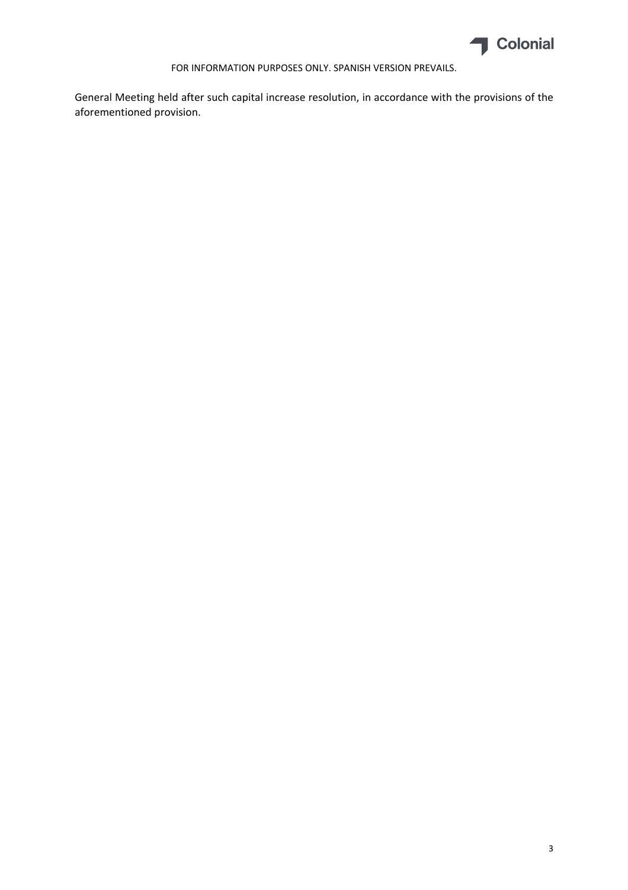General Meeting held after such capital increase resolution, in accordance with the provisions of the aforementioned provision.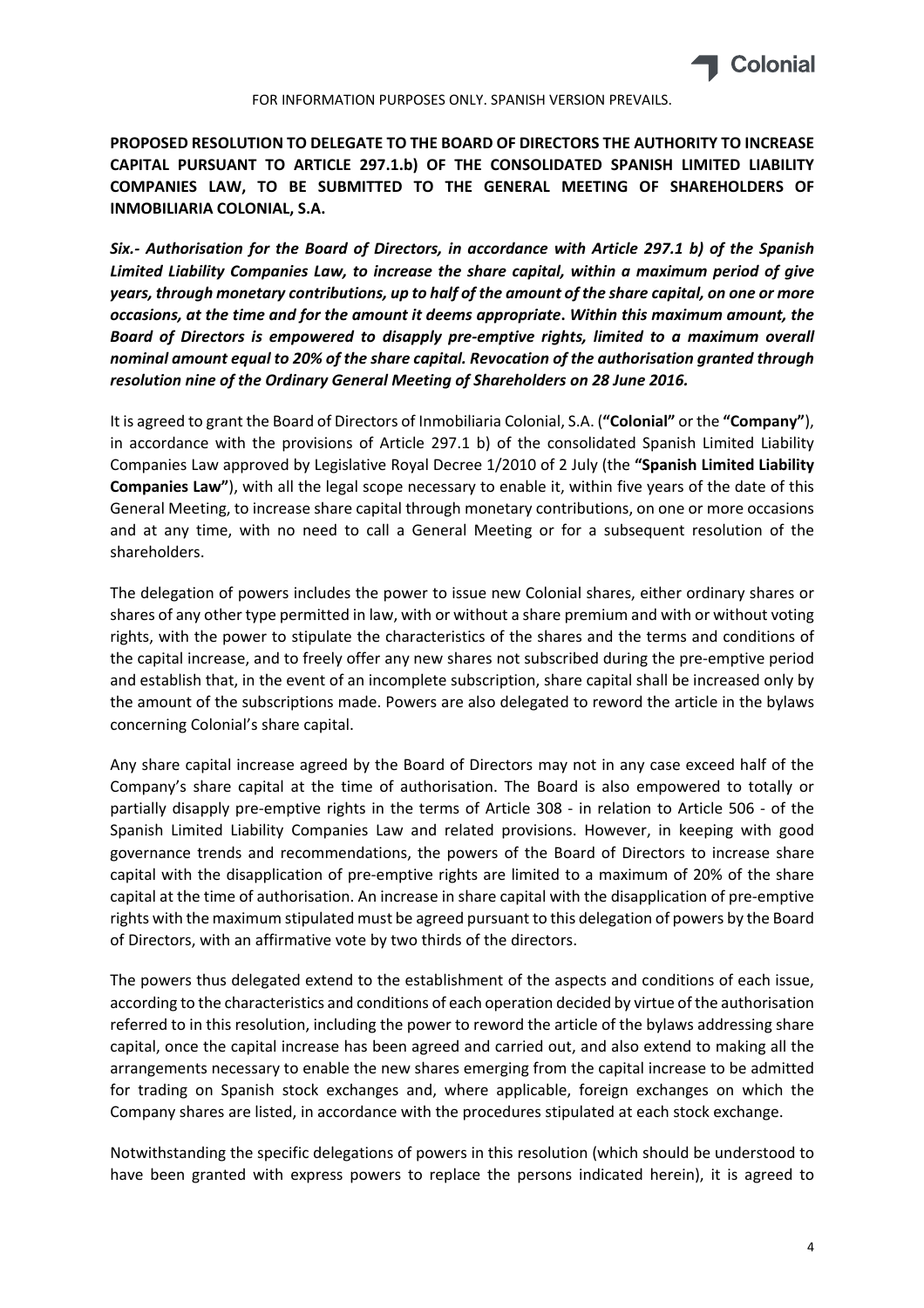FOR INFORMATION PURPOSES ONLY. SPANISH VERSION PREVAILS.

**PROPOSED RESOLUTION TO DELEGATE TO THE BOARD OF DIRECTORS THE AUTHORITY TO INCREASE CAPITAL PURSUANT TO ARTICLE 297.1.b) OF THE CONSOLIDATED SPANISH LIMITED LIABILITY COMPANIES LAW, TO BE SUBMITTED TO THE GENERAL MEETING OF SHAREHOLDERS OF INMOBILIARIA COLONIAL, S.A.**

***Six.- Authorisation for the Board of Directors, in accordance with Article 297.1 b) of the Spanish Limited Liability Companies Law, to increase the share capital, within a maximum period of give years, through monetary contributions, up to half of the amount of the share capital, on one or more occasions, at the time and for the amount it deems appropriate. Within this maximum amount, the Board of Directors is empowered to disapply pre-emptive rights, limited to a maximum overall nominal amount equal to 20% of the share capital. Revocation of the authorisation granted through resolution nine of the Ordinary General Meeting of Shareholders on 28 June 2016.***

It is agreed to grant the Board of Directors of Inmobiliaria Colonial, S.A. (**"Colonial"** or the **"Company"**), in accordance with the provisions of Article 297.1 b) of the consolidated Spanish Limited Liability Companies Law approved by Legislative Royal Decree 1/2010 of 2 July (the **"Spanish Limited Liability Companies Law"**), with all the legal scope necessary to enable it, within five years of the date of this General Meeting, to increase share capital through monetary contributions, on one or more occasions and at any time, with no need to call a General Meeting or for a subsequent resolution of the shareholders.

The delegation of powers includes the power to issue new Colonial shares, either ordinary shares or shares of any other type permitted in law, with or without a share premium and with or without voting rights, with the power to stipulate the characteristics of the shares and the terms and conditions of the capital increase, and to freely offer any new shares not subscribed during the pre-emptive period and establish that, in the event of an incomplete subscription, share capital shall be increased only by the amount of the subscriptions made. Powers are also delegated to reword the article in the bylaws concerning Colonial's share capital.

Any share capital increase agreed by the Board of Directors may not in any case exceed half of the Company's share capital at the time of authorisation. The Board is also empowered to totally or partially disapply pre-emptive rights in the terms of Article 308 - in relation to Article 506 - of the Spanish Limited Liability Companies Law and related provisions. However, in keeping with good governance trends and recommendations, the powers of the Board of Directors to increase share capital with the disapplication of pre-emptive rights are limited to a maximum of 20% of the share capital at the time of authorisation. An increase in share capital with the disapplication of pre-emptive rights with the maximum stipulated must be agreed pursuant to this delegation of powers by the Board of Directors, with an affirmative vote by two thirds of the directors.

The powers thus delegated extend to the establishment of the aspects and conditions of each issue, according to the characteristics and conditions of each operation decided by virtue of the authorisation referred to in this resolution, including the power to reword the article of the bylaws addressing share capital, once the capital increase has been agreed and carried out, and also extend to making all the arrangements necessary to enable the new shares emerging from the capital increase to be admitted for trading on Spanish stock exchanges and, where applicable, foreign exchanges on which the Company shares are listed, in accordance with the procedures stipulated at each stock exchange.

Notwithstanding the specific delegations of powers in this resolution (which should be understood to have been granted with express powers to replace the persons indicated herein), it is agreed to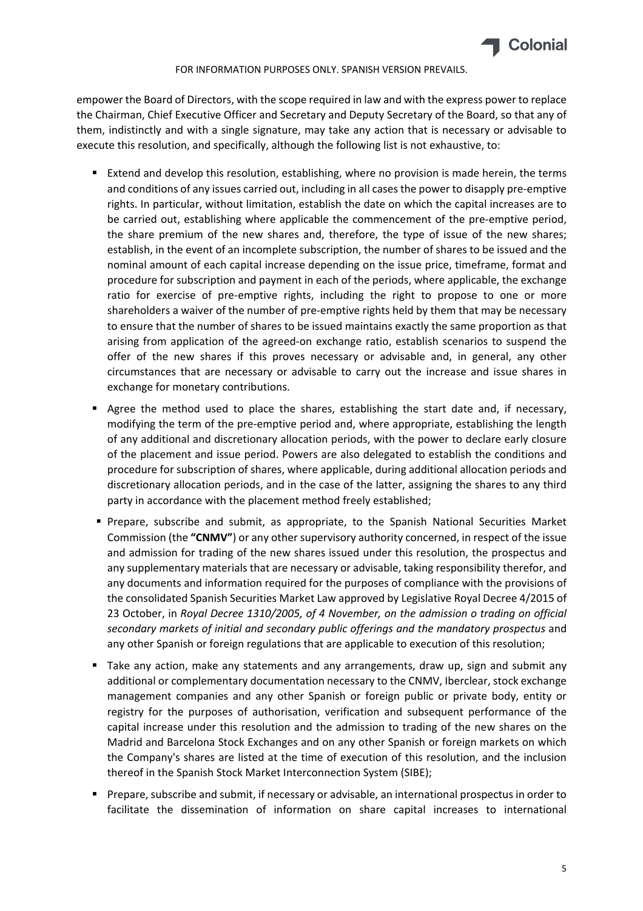empower the Board of Directors, with the scope required in law and with the express power to replace the Chairman, Chief Executive Officer and Secretary and Deputy Secretary of the Board, so that any of them, indistinctly and with a single signature, may take any action that is necessary or advisable to execute this resolution, and specifically, although the following list is not exhaustive, to:

- Extend and develop this resolution, establishing, where no provision is made herein, the terms and conditions of any issues carried out, including in all cases the power to disapply pre-emptive rights. In particular, without limitation, establish the date on which the capital increases are to be carried out, establishing where applicable the commencement of the pre-emptive period, the share premium of the new shares and, therefore, the type of issue of the new shares; establish, in the event of an incomplete subscription, the number of shares to be issued and the nominal amount of each capital increase depending on the issue price, timeframe, format and procedure for subscription and payment in each of the periods, where applicable, the exchange ratio for exercise of pre-emptive rights, including the right to propose to one or more shareholders a waiver of the number of pre-emptive rights held by them that may be necessary to ensure that the number of shares to be issued maintains exactly the same proportion as that arising from application of the agreed-on exchange ratio, establish scenarios to suspend the offer of the new shares if this proves necessary or advisable and, in general, any other circumstances that are necessary or advisable to carry out the increase and issue shares in exchange for monetary contributions.
- Agree the method used to place the shares, establishing the start date and, if necessary, modifying the term of the pre-emptive period and, where appropriate, establishing the length of any additional and discretionary allocation periods, with the power to declare early closure of the placement and issue period. Powers are also delegated to establish the conditions and procedure for subscription of shares, where applicable, during additional allocation periods and discretionary allocation periods, and in the case of the latter, assigning the shares to any third party in accordance with the placement method freely established;
- Prepare, subscribe and submit, as appropriate, to the Spanish National Securities Market Commission (the **"CNMV"**) or any other supervisory authority concerned, in respect of the issue and admission for trading of the new shares issued under this resolution, the prospectus and any supplementary materials that are necessary or advisable, taking responsibility therefor, and any documents and information required for the purposes of compliance with the provisions of the consolidated Spanish Securities Market Law approved by Legislative Royal Decree 4/2015 of 23 October, in *Royal Decree 1310/2005, of 4 November, on the admission o trading on official secondary markets of initial and secondary public offerings and the mandatory prospectus* and any other Spanish or foreign regulations that are applicable to execution of this resolution;
- Take any action, make any statements and any arrangements, draw up, sign and submit any additional or complementary documentation necessary to the CNMV, Iberclear, stock exchange management companies and any other Spanish or foreign public or private body, entity or registry for the purposes of authorisation, verification and subsequent performance of the capital increase under this resolution and the admission to trading of the new shares on the Madrid and Barcelona Stock Exchanges and on any other Spanish or foreign markets on which the Company's shares are listed at the time of execution of this resolution, and the inclusion thereof in the Spanish Stock Market Interconnection System (SIBE);
- Prepare, subscribe and submit, if necessary or advisable, an international prospectus in order to facilitate the dissemination of information on share capital increases to international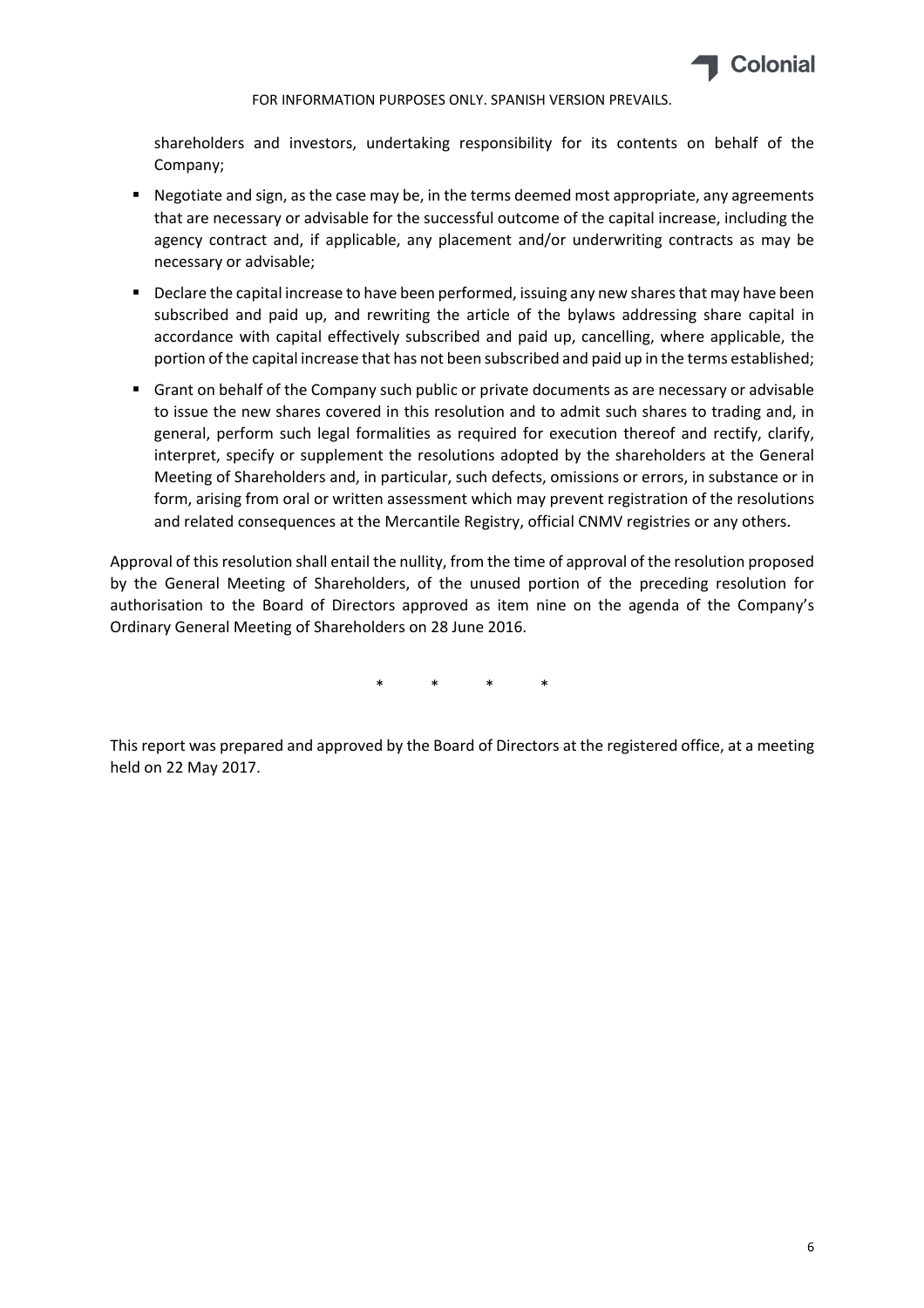shareholders and investors, undertaking responsibility for its contents on behalf of the Company;

- Negotiate and sign, as the case may be, in the terms deemed most appropriate, any agreements that are necessary or advisable for the successful outcome of the capital increase, including the agency contract and, if applicable, any placement and/or underwriting contracts as may be necessary or advisable;
- Declare the capital increase to have been performed, issuing any new shares that may have been subscribed and paid up, and rewriting the article of the bylaws addressing share capital in accordance with capital effectively subscribed and paid up, cancelling, where applicable, the portion of the capital increase that has not been subscribed and paid up in the terms established;
- Grant on behalf of the Company such public or private documents as are necessary or advisable to issue the new shares covered in this resolution and to admit such shares to trading and, in general, perform such legal formalities as required for execution thereof and rectify, clarify, interpret, specify or supplement the resolutions adopted by the shareholders at the General Meeting of Shareholders and, in particular, such defects, omissions or errors, in substance or in form, arising from oral or written assessment which may prevent registration of the resolutions and related consequences at the Mercantile Registry, official CNMV registries or any others.

Approval of this resolution shall entail the nullity, from the time of approval of the resolution proposed by the General Meeting of Shareholders, of the unused portion of the preceding resolution for authorisation to the Board of Directors approved as item nine on the agenda of the Company's Ordinary General Meeting of Shareholders on 28 June 2016.

\* \* \* \*

This report was prepared and approved by the Board of Directors at the registered office, at a meeting held on 22 May 2017.